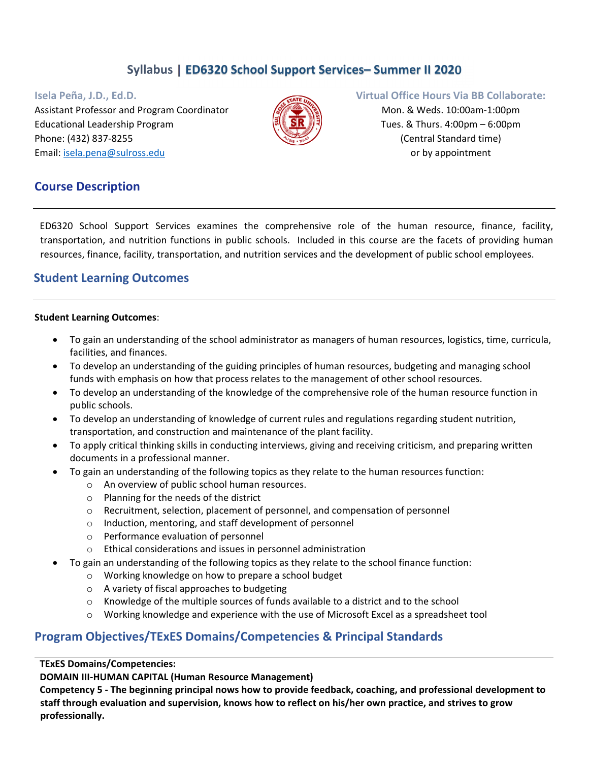# Syllabus | ED6320 School Support Services– Summer II 2020

**Isela Peña, J.D., Ed.D.**
Assistant Professor and Program Coordinator
Educational Leadership Program
Phone: (432) 837-8255
Email: isela.pena@sulross.edu

**Virtual Office Hours Via BB Collaborate:**
Mon. & Weds. 10:00am-1:00pm
Tues. & Thurs. 4:00pm – 6:00pm
(Central Standard time)
or by appointment

## Course Description

ED6320 School Support Services examines the comprehensive role of the human resource, finance, facility, transportation, and nutrition functions in public schools. Included in this course are the facets of providing human resources, finance, facility, transportation, and nutrition services and the development of public school employees.

## Student Learning Outcomes

**Student Learning Outcomes**:

- To gain an understanding of the school administrator as managers of human resources, logistics, time, curricula, facilities, and finances.
- To develop an understanding of the guiding principles of human resources, budgeting and managing school funds with emphasis on how that process relates to the management of other school resources.
- To develop an understanding of the knowledge of the comprehensive role of the human resource function in public schools.
- To develop an understanding of knowledge of current rules and regulations regarding student nutrition, transportation, and construction and maintenance of the plant facility.
- To apply critical thinking skills in conducting interviews, giving and receiving criticism, and preparing written documents in a professional manner.
- To gain an understanding of the following topics as they relate to the human resources function:
  - An overview of public school human resources.
  - Planning for the needs of the district
  - Recruitment, selection, placement of personnel, and compensation of personnel
  - Induction, mentoring, and staff development of personnel
  - Performance evaluation of personnel
  - Ethical considerations and issues in personnel administration
- To gain an understanding of the following topics as they relate to the school finance function:
  - Working knowledge on how to prepare a school budget
  - A variety of fiscal approaches to budgeting
  - Knowledge of the multiple sources of funds available to a district and to the school
  - Working knowledge and experience with the use of Microsoft Excel as a spreadsheet tool

## Program Objectives/TExES Domains/Competencies & Principal Standards

**TExES Domains/Competencies:**
**DOMAIN III-HUMAN CAPITAL (Human Resource Management)**
**Competency 5 - The beginning principal nows how to provide feedback, coaching, and professional development to staff through evaluation and supervision, knows how to reflect on his/her own practice, and strives to grow professionally.**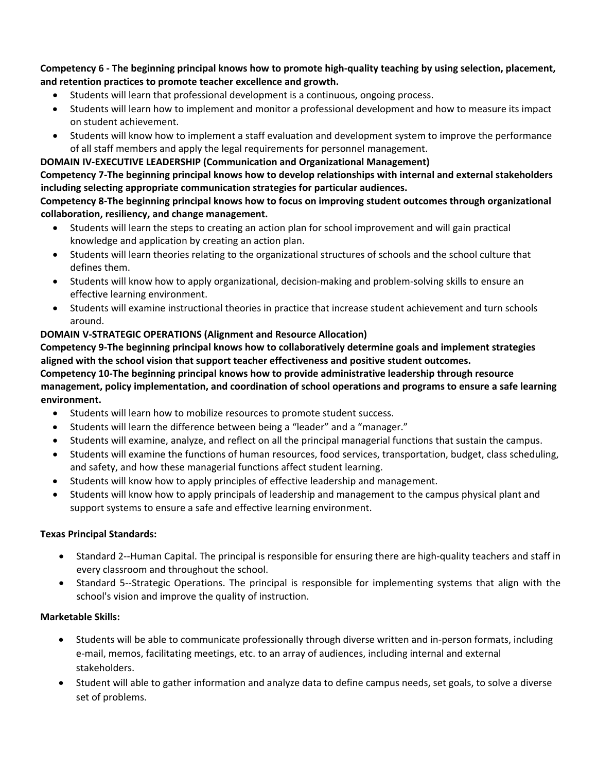**Competency 6 - The beginning principal knows how to promote high-quality teaching by using selection, placement, and retention practices to promote teacher excellence and growth.**

- Students will learn that professional development is a continuous, ongoing process.
- Students will learn how to implement and monitor a professional development and how to measure its impact on student achievement.
- Students will know how to implement a staff evaluation and development system to improve the performance of all staff members and apply the legal requirements for personnel management.

**DOMAIN IV-EXECUTIVE LEADERSHIP (Communication and Organizational Management)**

**Competency 7-The beginning principal knows how to develop relationships with internal and external stakeholders including selecting appropriate communication strategies for particular audiences.**

**Competency 8-The beginning principal knows how to focus on improving student outcomes through organizational collaboration, resiliency, and change management.**

- Students will learn the steps to creating an action plan for school improvement and will gain practical knowledge and application by creating an action plan.
- Students will learn theories relating to the organizational structures of schools and the school culture that defines them.
- Students will know how to apply organizational, decision-making and problem-solving skills to ensure an effective learning environment.
- Students will examine instructional theories in practice that increase student achievement and turn schools around.

**DOMAIN V-STRATEGIC OPERATIONS (Alignment and Resource Allocation)**

**Competency 9-The beginning principal knows how to collaboratively determine goals and implement strategies aligned with the school vision that support teacher effectiveness and positive student outcomes.**

**Competency 10-The beginning principal knows how to provide administrative leadership through resource management, policy implementation, and coordination of school operations and programs to ensure a safe learning environment.**

- Students will learn how to mobilize resources to promote student success.
- Students will learn the difference between being a "leader" and a "manager."
- Students will examine, analyze, and reflect on all the principal managerial functions that sustain the campus.
- Students will examine the functions of human resources, food services, transportation, budget, class scheduling, and safety, and how these managerial functions affect student learning.
- Students will know how to apply principles of effective leadership and management.
- Students will know how to apply principals of leadership and management to the campus physical plant and support systems to ensure a safe and effective learning environment.

**Texas Principal Standards:**

- Standard 2--Human Capital. The principal is responsible for ensuring there are high-quality teachers and staff in every classroom and throughout the school.
- Standard 5--Strategic Operations. The principal is responsible for implementing systems that align with the school's vision and improve the quality of instruction.

**Marketable Skills:**

- Students will be able to communicate professionally through diverse written and in-person formats, including e-mail, memos, facilitating meetings, etc. to an array of audiences, including internal and external stakeholders.
- Student will able to gather information and analyze data to define campus needs, set goals, to solve a diverse set of problems.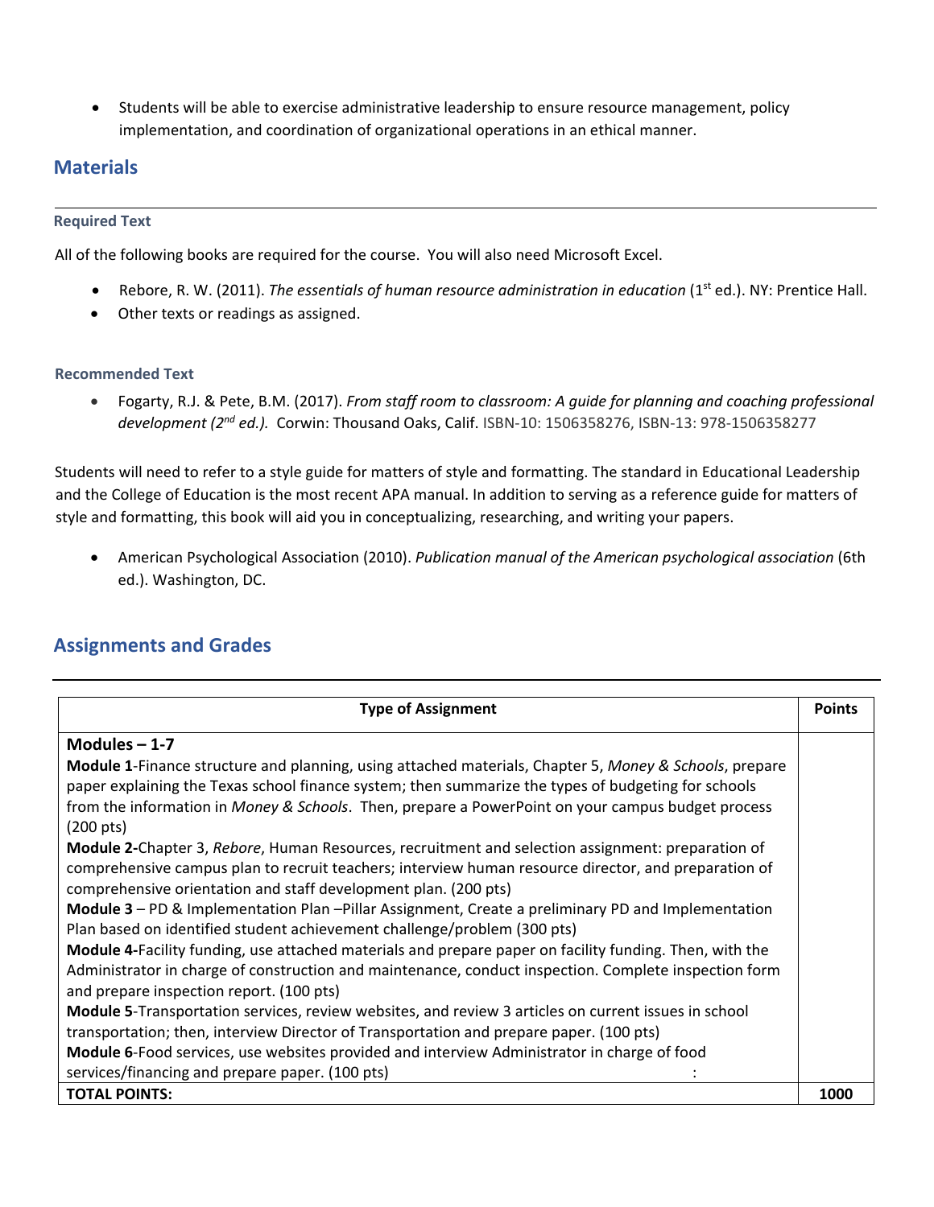- Students will be able to exercise administrative leadership to ensure resource management, policy implementation, and coordination of organizational operations in an ethical manner.

## Materials

### Required Text

All of the following books are required for the course. You will also need Microsoft Excel.

- Rebore, R. W. (2011). *The essentials of human resource administration in education* (1st ed.). NY: Prentice Hall.
- Other texts or readings as assigned.

### Recommended Text

- Fogarty, R.J. & Pete, B.M. (2017). *From staff room to classroom: A guide for planning and coaching professional development (2nd ed.).* Corwin: Thousand Oaks, Calif. ISBN-10: 1506358276, ISBN-13: 978-1506358277

Students will need to refer to a style guide for matters of style and formatting. The standard in Educational Leadership and the College of Education is the most recent APA manual. In addition to serving as a reference guide for matters of style and formatting, this book will aid you in conceptualizing, researching, and writing your papers.

- American Psychological Association (2010). *Publication manual of the American psychological association* (6th ed.). Washington, DC.

## Assignments and Grades

| Type of Assignment | Points |
|---|---|
| **Modules – 1-7**<br>**Module 1**-Finance structure and planning, using attached materials, Chapter 5, *Money & Schools*, prepare paper explaining the Texas school finance system; then summarize the types of budgeting for schools from the information in *Money & Schools*. Then, prepare a PowerPoint on your campus budget process (200 pts)<br>**Module 2-**Chapter 3, *Rebore*, Human Resources, recruitment and selection assignment: preparation of comprehensive campus plan to recruit teachers; interview human resource director, and preparation of comprehensive orientation and staff development plan. (200 pts)<br>**Module 3** – PD & Implementation Plan –Pillar Assignment, Create a preliminary PD and Implementation Plan based on identified student achievement challenge/problem (300 pts)<br>**Module 4-**Facility funding, use attached materials and prepare paper on facility funding. Then, with the Administrator in charge of construction and maintenance, conduct inspection. Complete inspection form and prepare inspection report. (100 pts)<br>**Module 5**-Transportation services, review websites, and review 3 articles on current issues in school transportation; then, interview Director of Transportation and prepare paper. (100 pts)<br>**Module 6**-Food services, use websites provided and interview Administrator in charge of food services/financing and prepare paper. (100 pts) : | |
| **TOTAL POINTS:** | **1000** |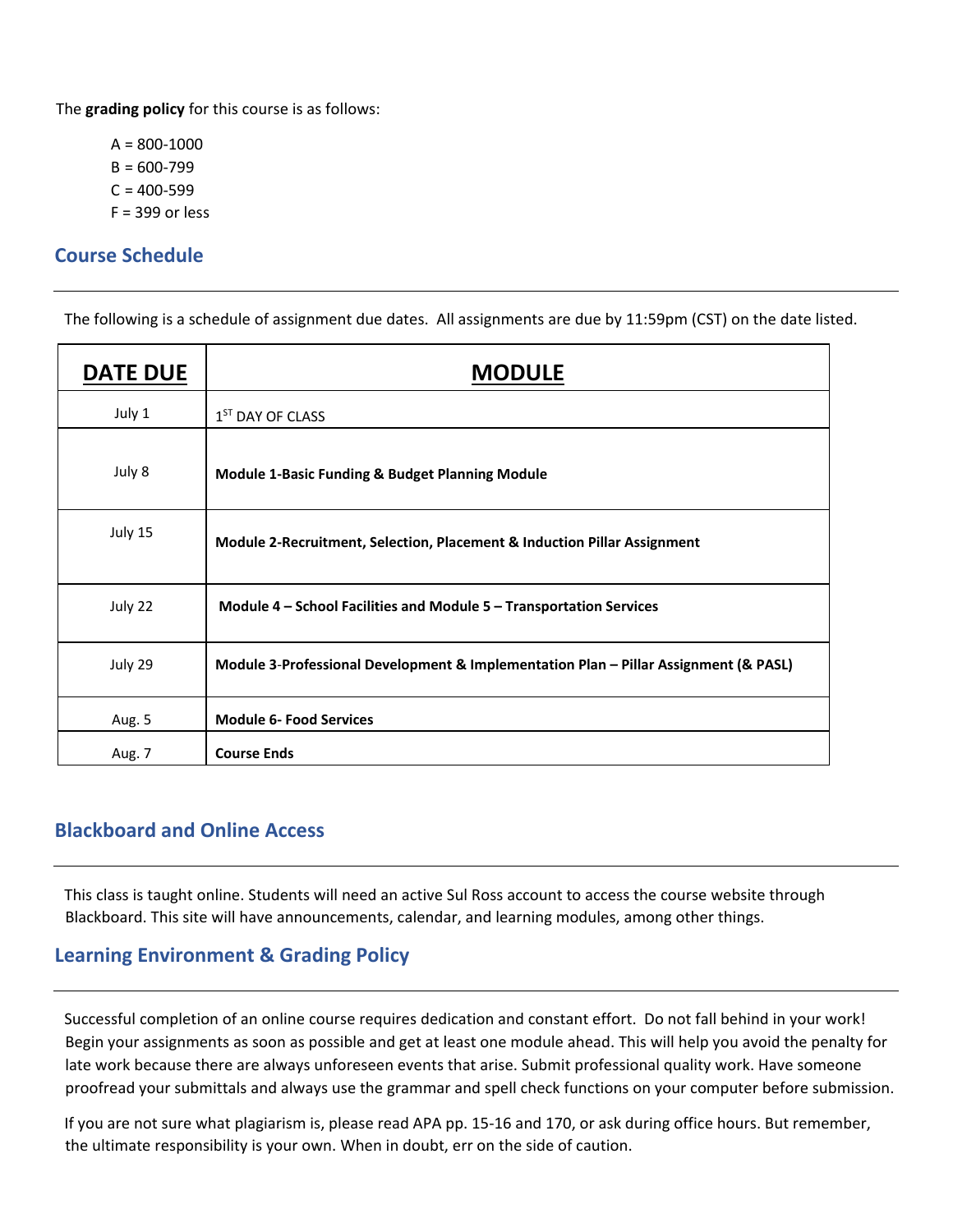The **grading policy** for this course is as follows:

A = 800-1000
B = 600-799
C = 400-599
F = 399 or less

## Course Schedule

The following is a schedule of assignment due dates. All assignments are due by 11:59pm (CST) on the date listed.

| DATE DUE | MODULE |
|---|---|
| July 1 | 1ST DAY OF CLASS |
| July 8 | **Module 1-Basic Funding & Budget Planning Module** |
| July 15 | **Module 2-Recruitment, Selection, Placement & Induction Pillar Assignment** |
| July 22 | **Module 4 – School Facilities and Module 5 – Transportation Services** |
| July 29 | **Module 3-Professional Development & Implementation Plan – Pillar Assignment (& PASL)** |
| Aug. 5 | **Module 6- Food Services** |
| Aug. 7 | **Course Ends** |

## Blackboard and Online Access

This class is taught online. Students will need an active Sul Ross account to access the course website through Blackboard. This site will have announcements, calendar, and learning modules, among other things.

## Learning Environment & Grading Policy

Successful completion of an online course requires dedication and constant effort. Do not fall behind in your work! Begin your assignments as soon as possible and get at least one module ahead. This will help you avoid the penalty for late work because there are always unforeseen events that arise. Submit professional quality work. Have someone proofread your submittals and always use the grammar and spell check functions on your computer before submission.

If you are not sure what plagiarism is, please read APA pp. 15-16 and 170, or ask during office hours. But remember, the ultimate responsibility is your own. When in doubt, err on the side of caution.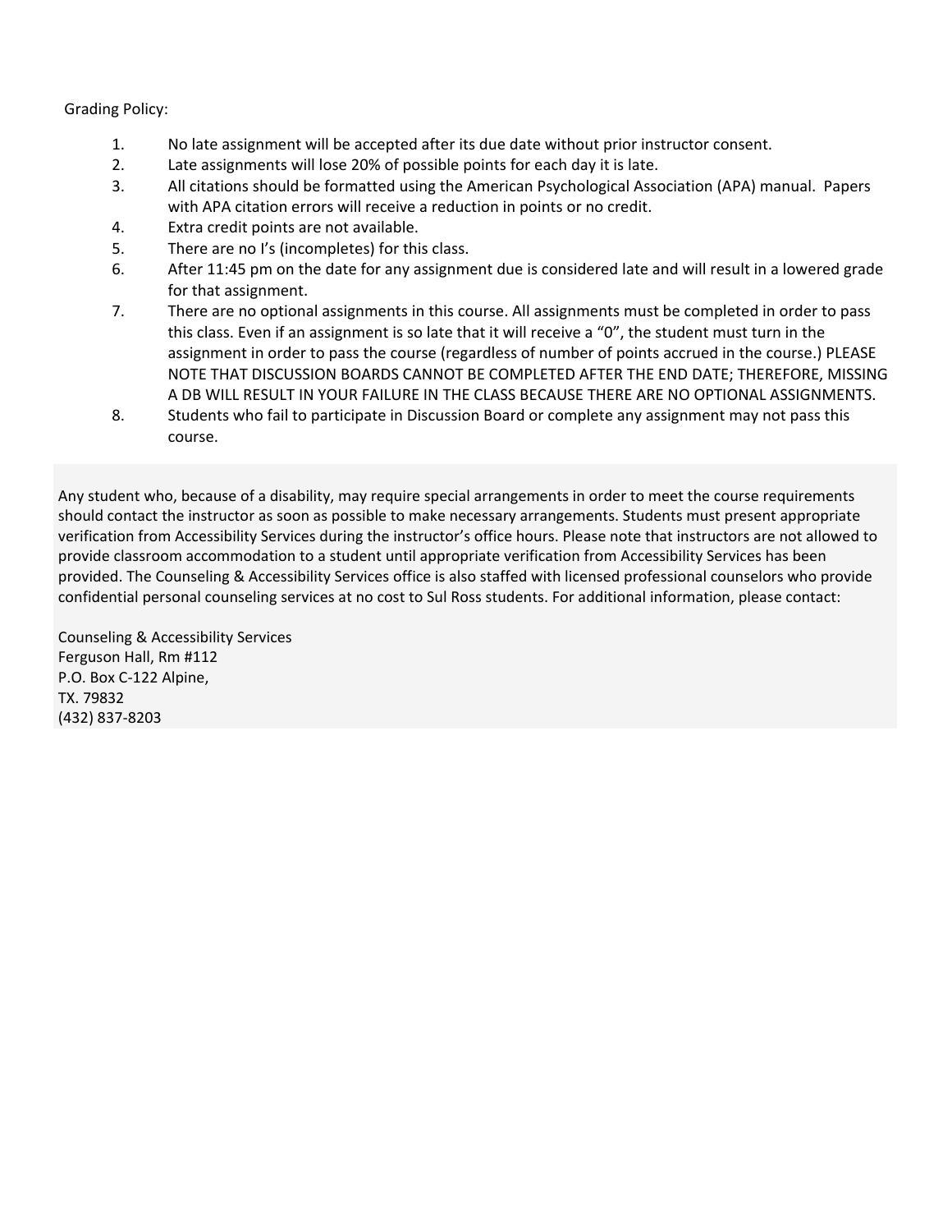Grading Policy:

1. No late assignment will be accepted after its due date without prior instructor consent.
2. Late assignments will lose 20% of possible points for each day it is late.
3. All citations should be formatted using the American Psychological Association (APA) manual. Papers with APA citation errors will receive a reduction in points or no credit.
4. Extra credit points are not available.
5. There are no I's (incompletes) for this class.
6. After 11:45 pm on the date for any assignment due is considered late and will result in a lowered grade for that assignment.
7. There are no optional assignments in this course. All assignments must be completed in order to pass this class. Even if an assignment is so late that it will receive a "0", the student must turn in the assignment in order to pass the course (regardless of number of points accrued in the course.) PLEASE NOTE THAT DISCUSSION BOARDS CANNOT BE COMPLETED AFTER THE END DATE; THEREFORE, MISSING A DB WILL RESULT IN YOUR FAILURE IN THE CLASS BECAUSE THERE ARE NO OPTIONAL ASSIGNMENTS.
8. Students who fail to participate in Discussion Board or complete any assignment may not pass this course.

Any student who, because of a disability, may require special arrangements in order to meet the course requirements should contact the instructor as soon as possible to make necessary arrangements. Students must present appropriate verification from Accessibility Services during the instructor's office hours. Please note that instructors are not allowed to provide classroom accommodation to a student until appropriate verification from Accessibility Services has been provided. The Counseling & Accessibility Services office is also staffed with licensed professional counselors who provide confidential personal counseling services at no cost to Sul Ross students. For additional information, please contact:

Counseling & Accessibility Services
Ferguson Hall, Rm #112
P.O. Box C-122 Alpine,
TX. 79832
(432) 837-8203